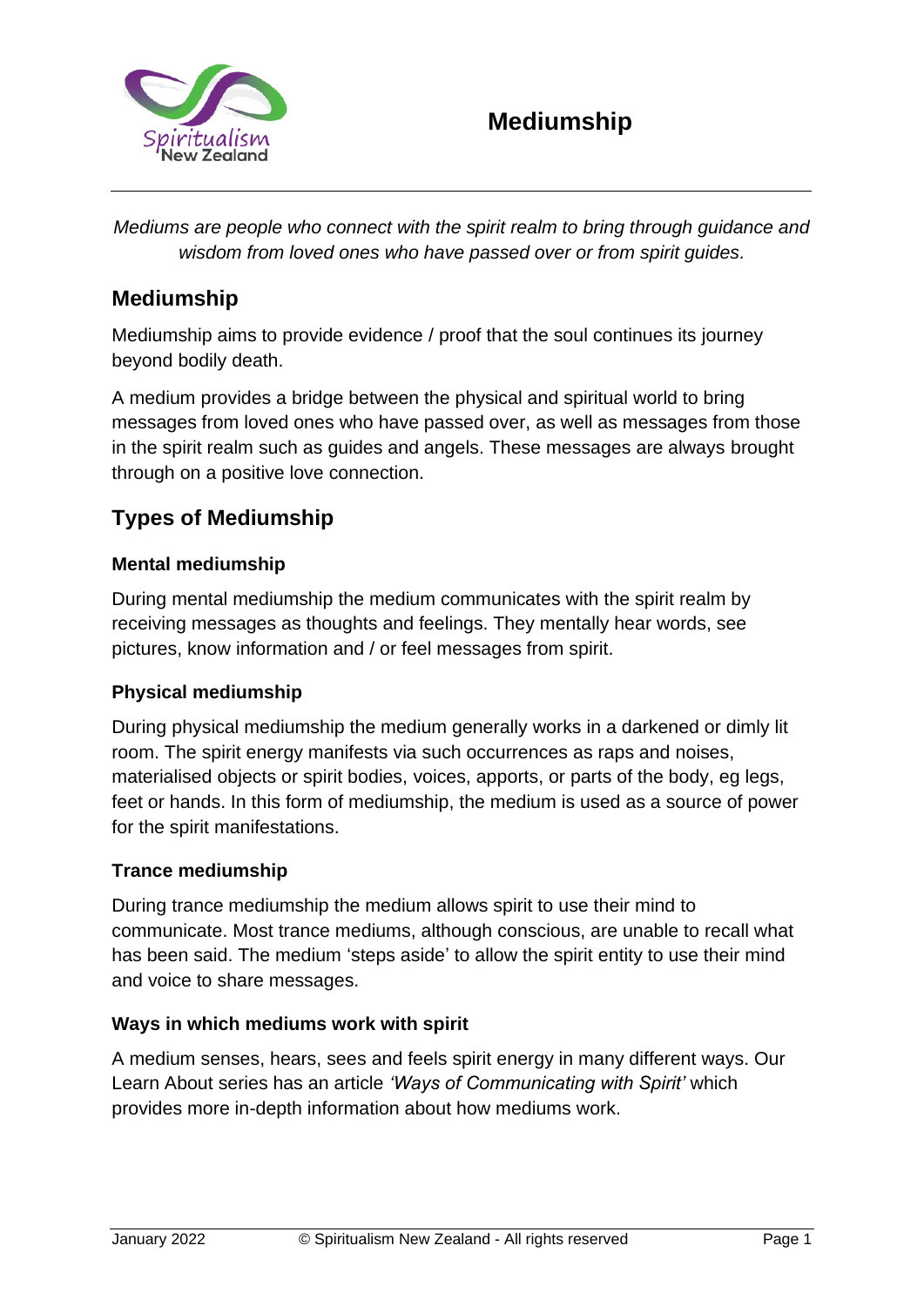# Mediumship

*Mediums are people who connect with the spirit realm to bring through guidance and wisdom from loved ones who have passed over or from spirit guides.*

## Mediumship

Mediumship aims to provide evidence / proof that the soul continues its journey beyond bodily death.

A medium provides a bridge between the physical and spiritual world to bring messages from loved ones who have passed over, as well as messages from those in the spirit realm such as guides and angels. These messages are always brought through on a positive love connection.

## Types of Mediumship

### Mental mediumship

During mental mediumship the medium communicates with the spirit realm by receiving messages as thoughts and feelings. They mentally hear words, see pictures, know information and / or feel messages from spirit.

### Physical mediumship

During physical mediumship the medium generally works in a darkened or dimly lit room. The spirit energy manifests via such occurrences as raps and noises, materialised objects or spirit bodies, voices, apports, or parts of the body, eg legs, feet or hands. In this form of mediumship, the medium is used as a source of power for the spirit manifestations.

### Trance mediumship

During trance mediumship the medium allows spirit to use their mind to communicate. Most trance mediums, although conscious, are unable to recall what has been said. The medium 'steps aside' to allow the spirit entity to use their mind and voice to share messages.

### Ways in which mediums work with spirit

A medium senses, hears, sees and feels spirit energy in many different ways. Our Learn About series has an article *'Ways of Communicating with Spirit'* which provides more in-depth information about how mediums work.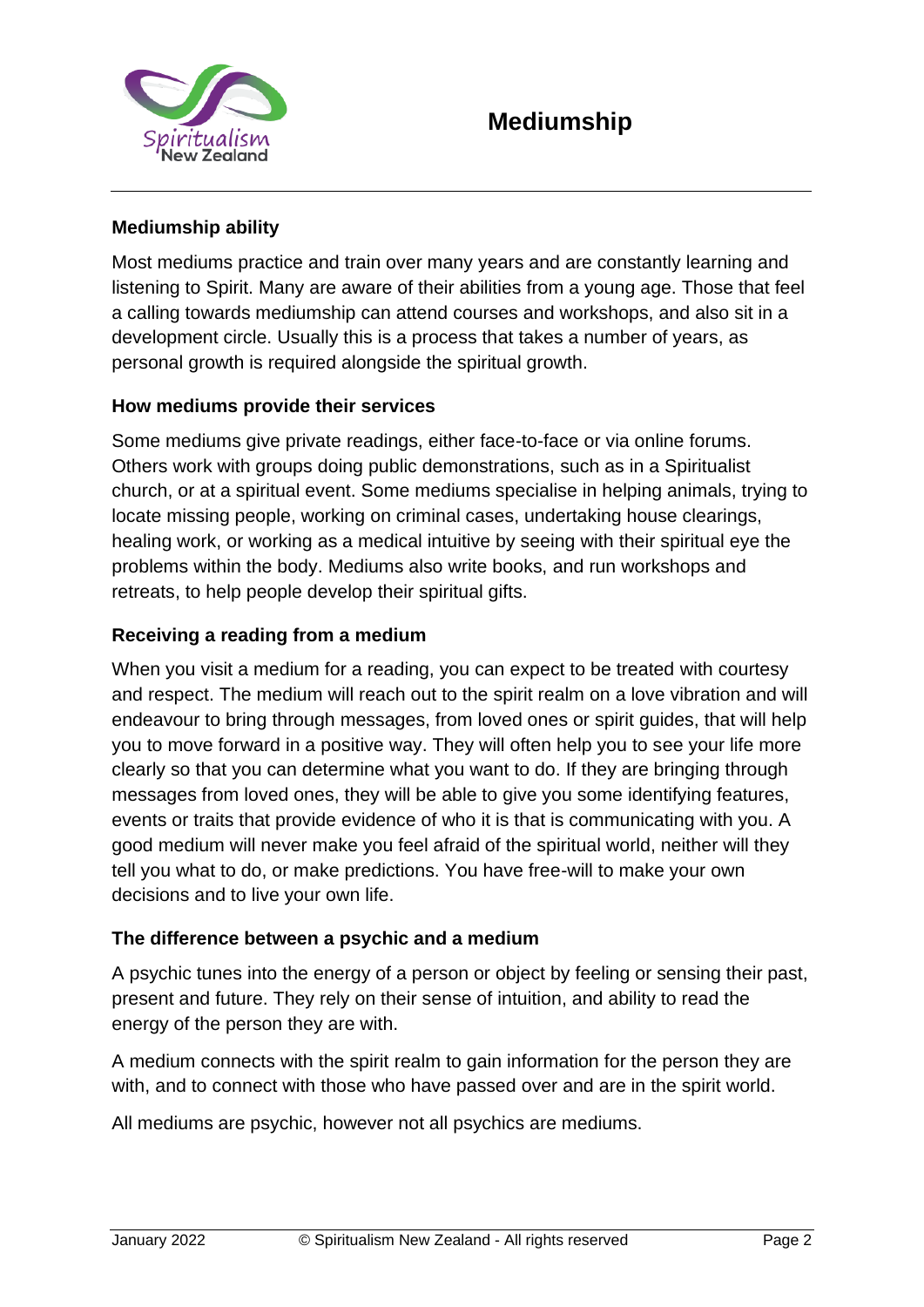# Mediumship

## Mediumship ability

Most mediums practice and train over many years and are constantly learning and listening to Spirit. Many are aware of their abilities from a young age. Those that feel a calling towards mediumship can attend courses and workshops, and also sit in a development circle. Usually this is a process that takes a number of years, as personal growth is required alongside the spiritual growth.

## How mediums provide their services

Some mediums give private readings, either face-to-face or via online forums. Others work with groups doing public demonstrations, such as in a Spiritualist church, or at a spiritual event. Some mediums specialise in helping animals, trying to locate missing people, working on criminal cases, undertaking house clearings, healing work, or working as a medical intuitive by seeing with their spiritual eye the problems within the body. Mediums also write books, and run workshops and retreats, to help people develop their spiritual gifts.

## Receiving a reading from a medium

When you visit a medium for a reading, you can expect to be treated with courtesy and respect. The medium will reach out to the spirit realm on a love vibration and will endeavour to bring through messages, from loved ones or spirit guides, that will help you to move forward in a positive way. They will often help you to see your life more clearly so that you can determine what you want to do. If they are bringing through messages from loved ones, they will be able to give you some identifying features, events or traits that provide evidence of who it is that is communicating with you. A good medium will never make you feel afraid of the spiritual world, neither will they tell you what to do, or make predictions. You have free-will to make your own decisions and to live your own life.

## The difference between a psychic and a medium

A psychic tunes into the energy of a person or object by feeling or sensing their past, present and future. They rely on their sense of intuition, and ability to read the energy of the person they are with.

A medium connects with the spirit realm to gain information for the person they are with, and to connect with those who have passed over and are in the spirit world.

All mediums are psychic, however not all psychics are mediums.